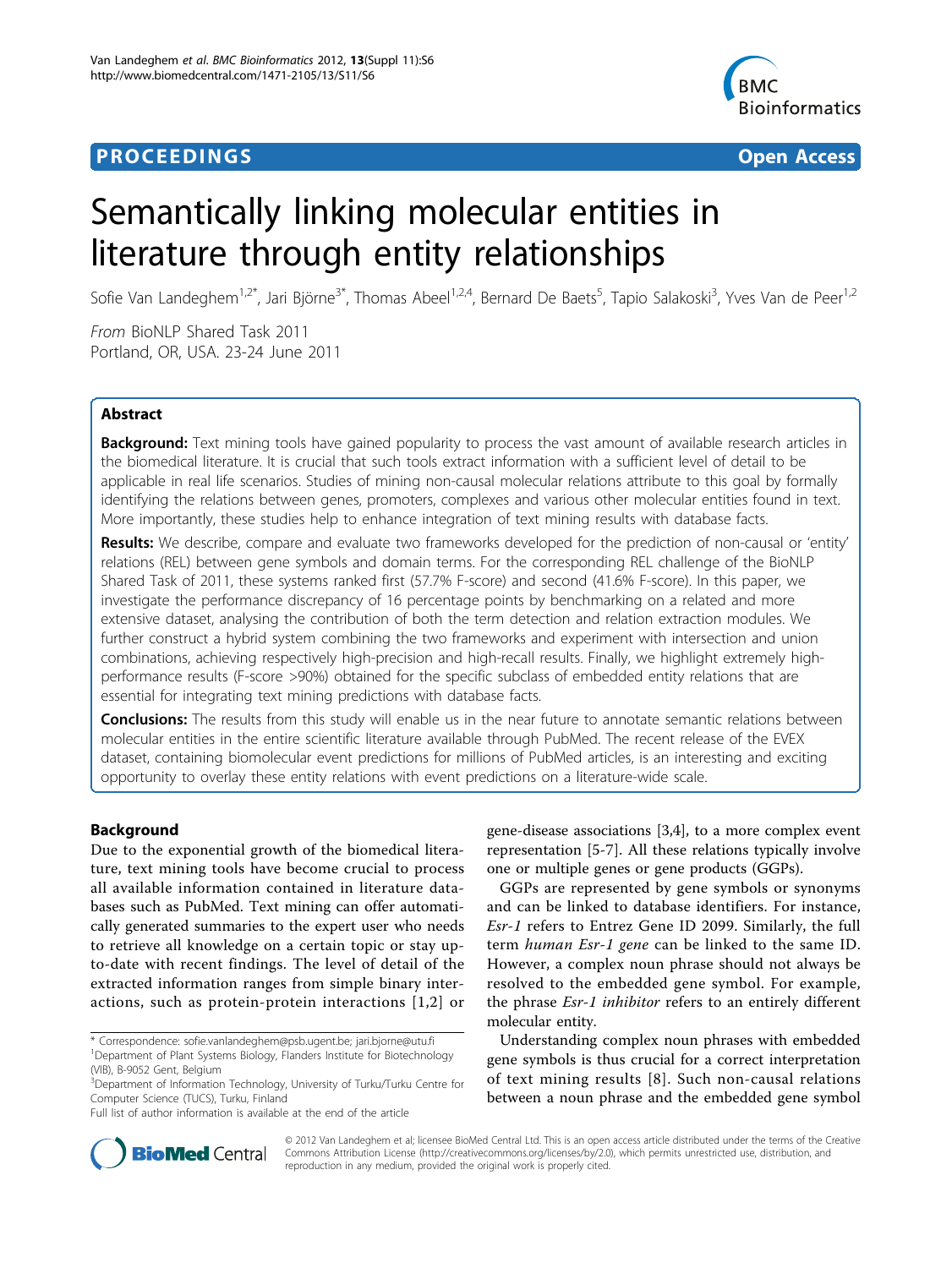**PROCEEDINGS** **Open Access**

# Semantically linking molecular entities in literature through entity relationships

Sofie Van Landeghem[1,2*], Jari Björne[3*], Thomas Abeel[1,2,4], Bernard De Baets[5], Tapio Salakoski[3], Yves Van de Peer[1,2]

*From* BioNLP Shared Task 2011
Portland, OR, USA. 23-24 June 2011

## Abstract

**Background:** Text mining tools have gained popularity to process the vast amount of available research articles in the biomedical literature. It is crucial that such tools extract information with a sufficient level of detail to be applicable in real life scenarios. Studies of mining non-causal molecular relations attribute to this goal by formally identifying the relations between genes, promoters, complexes and various other molecular entities found in text. More importantly, these studies help to enhance integration of text mining results with database facts.

**Results:** We describe, compare and evaluate two frameworks developed for the prediction of non-causal or 'entity' relations (REL) between gene symbols and domain terms. For the corresponding REL challenge of the BioNLP Shared Task of 2011, these systems ranked first (57.7% F-score) and second (41.6% F-score). In this paper, we investigate the performance discrepancy of 16 percentage points by benchmarking on a related and more extensive dataset, analysing the contribution of both the term detection and relation extraction modules. We further construct a hybrid system combining the two frameworks and experiment with intersection and union combinations, achieving respectively high-precision and high-recall results. Finally, we highlight extremely high-performance results (F-score >90%) obtained for the specific subclass of embedded entity relations that are essential for integrating text mining predictions with database facts.

**Conclusions:** The results from this study will enable us in the near future to annotate semantic relations between molecular entities in the entire scientific literature available through PubMed. The recent release of the EVEX dataset, containing biomolecular event predictions for millions of PubMed articles, is an interesting and exciting opportunity to overlay these entity relations with event predictions on a literature-wide scale.

## Background

Due to the exponential growth of the biomedical literature, text mining tools have become crucial to process all available information contained in literature databases such as PubMed. Text mining can offer automatically generated summaries to the expert user who needs to retrieve all knowledge on a certain topic or stay up-to-date with recent findings. The level of detail of the extracted information ranges from simple binary interactions, such as protein-protein interactions [1,2] or gene-disease associations [3,4], to a more complex event representation [5-7]. All these relations typically involve one or multiple genes or gene products (GGPs).

GGPs are represented by gene symbols or synonyms and can be linked to database identifiers. For instance, *Esr-1* refers to Entrez Gene ID 2099. Similarly, the full term *human Esr-1 gene* can be linked to the same ID. However, a complex noun phrase should not always be resolved to the embedded gene symbol. For example, the phrase *Esr-1 inhibitor* refers to an entirely different molecular entity.

Understanding complex noun phrases with embedded gene symbols is thus crucial for a correct interpretation of text mining results [8]. Such non-causal relations between a noun phrase and the embedded gene symbol

\* Correspondence: sofie.vanlandeghem@psb.ugent.be; jari.bjorne@utu.fi
[1]Department of Plant Systems Biology, Flanders Institute for Biotechnology (VIB), B-9052 Gent, Belgium
[3]Department of Information Technology, University of Turku/Turku Centre for Computer Science (TUCS), Turku, Finland
Full list of author information is available at the end of the article

© 2012 Van Landeghem et al; licensee BioMed Central Ltd. This is an open access article distributed under the terms of the Creative Commons Attribution License (http://creativecommons.org/licenses/by/2.0), which permits unrestricted use, distribution, and reproduction in any medium, provided the original work is properly cited.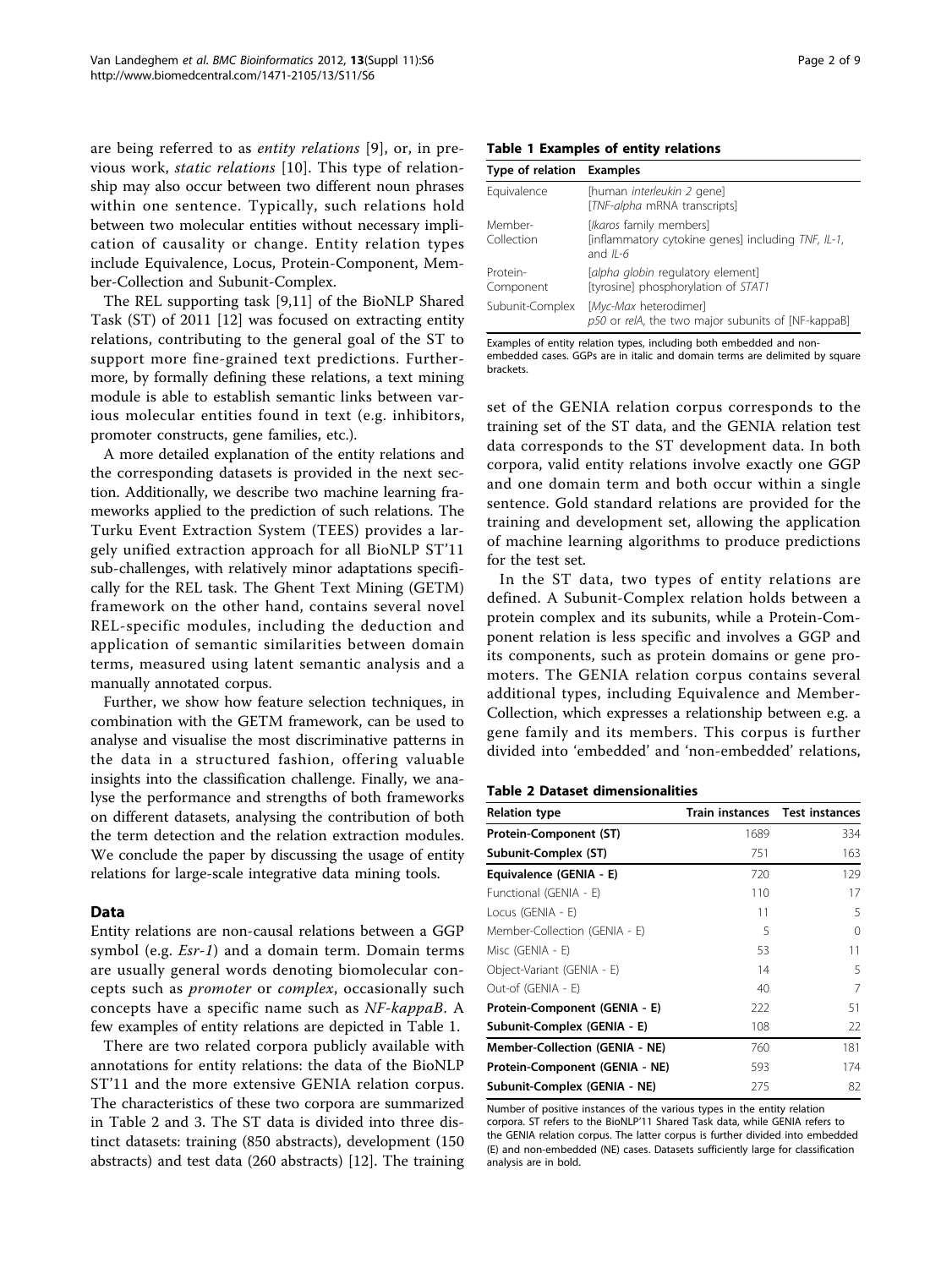are being referred to as *entity relations* [9], or, in previous work, *static relations* [10]. This type of relationship may also occur between two different noun phrases within one sentence. Typically, such relations hold between two molecular entities without necessary implication of causality or change. Entity relation types include Equivalence, Locus, Protein-Component, Member-Collection and Subunit-Complex.

The REL supporting task [9,11] of the BioNLP Shared Task (ST) of 2011 [12] was focused on extracting entity relations, contributing to the general goal of the ST to support more fine-grained text predictions. Furthermore, by formally defining these relations, a text mining module is able to establish semantic links between various molecular entities found in text (e.g. inhibitors, promoter constructs, gene families, etc.).

A more detailed explanation of the entity relations and the corresponding datasets is provided in the next section. Additionally, we describe two machine learning frameworks applied to the prediction of such relations. The Turku Event Extraction System (TEES) provides a largely unified extraction approach for all BioNLP ST'11 sub-challenges, with relatively minor adaptations specifically for the REL task. The Ghent Text Mining (GETM) framework on the other hand, contains several novel REL-specific modules, including the deduction and application of semantic similarities between domain terms, measured using latent semantic analysis and a manually annotated corpus.

Further, we show how feature selection techniques, in combination with the GETM framework, can be used to analyse and visualise the most discriminative patterns in the data in a structured fashion, offering valuable insights into the classification challenge. Finally, we analyse the performance and strengths of both frameworks on different datasets, analysing the contribution of both the term detection and the relation extraction modules. We conclude the paper by discussing the usage of entity relations for large-scale integrative data mining tools.

## Data

Entity relations are non-causal relations between a GGP symbol (e.g. *Esr-1*) and a domain term. Domain terms are usually general words denoting biomolecular concepts such as *promoter* or *complex*, occasionally such concepts have a specific name such as *NF-kappaB*. A few examples of entity relations are depicted in Table 1.

There are two related corpora publicly available with annotations for entity relations: the data of the BioNLP ST'11 and the more extensive GENIA relation corpus. The characteristics of these two corpora are summarized in Table 2 and 3. The ST data is divided into three distinct datasets: training (850 abstracts), development (150 abstracts) and test data (260 abstracts) [12]. The training set of the GENIA relation corpus corresponds to the training set of the ST data, and the GENIA relation test data corresponds to the ST development data. In both corpora, valid entity relations involve exactly one GGP and one domain term and both occur within a single sentence. Gold standard relations are provided for the training and development set, allowing the application of machine learning algorithms to produce predictions for the test set.

In the ST data, two types of entity relations are defined. A Subunit-Complex relation holds between a protein complex and its subunits, while a Protein-Component relation is less specific and involves a GGP and its components, such as protein domains or gene promoters. The GENIA relation corpus contains several additional types, including Equivalence and Member-Collection, which expresses a relationship between e.g. a gene family and its members. This corpus is further divided into 'embedded' and 'non-embedded' relations,

**Table 1 Examples of entity relations**

| Type of relation | Examples |
|---|---|
| Equivalence | [human *interleukin 2* gene]<br>[*TNF-alpha* mRNA transcripts] |
| Member-Collection | [*Ikaros* family members]<br>[inflammatory cytokine genes] including *TNF*, *IL-1*, and *IL-6* |
| Protein-Component | [*alpha globin* regulatory element]<br>[tyrosine] phosphorylation of *STAT1* |
| Subunit-Complex | [*Myc*-*Max* heterodimer]<br>*p50* or *relA*, the two major subunits of [NF-kappaB] |

Examples of entity relation types, including both embedded and non-embedded cases. GGPs are in italic and domain terms are delimited by square brackets.

**Table 2 Dataset dimensionalities**

| Relation type | Train instances | Test instances |
|---|---|---|
| **Protein-Component (ST)** | 1689 | 334 |
| **Subunit-Complex (ST)** | 751 | 163 |
| **Equivalence (GENIA - E)** | 720 | 129 |
| Functional (GENIA - E) | 110 | 17 |
| Locus (GENIA - E) | 11 | 5 |
| Member-Collection (GENIA - E) | 5 | 0 |
| Misc (GENIA - E) | 53 | 11 |
| Object-Variant (GENIA - E) | 14 | 5 |
| Out-of (GENIA - E) | 40 | 7 |
| **Protein-Component (GENIA - E)** | 222 | 51 |
| **Subunit-Complex (GENIA - E)** | 108 | 22 |
| **Member-Collection (GENIA - NE)** | 760 | 181 |
| **Protein-Component (GENIA - NE)** | 593 | 174 |
| **Subunit-Complex (GENIA - NE)** | 275 | 82 |

Number of positive instances of the various types in the entity relation corpora. ST refers to the BioNLP'11 Shared Task data, while GENIA refers to the GENIA relation corpus. The latter corpus is further divided into embedded (E) and non-embedded (NE) cases. Datasets sufficiently large for classification analysis are in bold.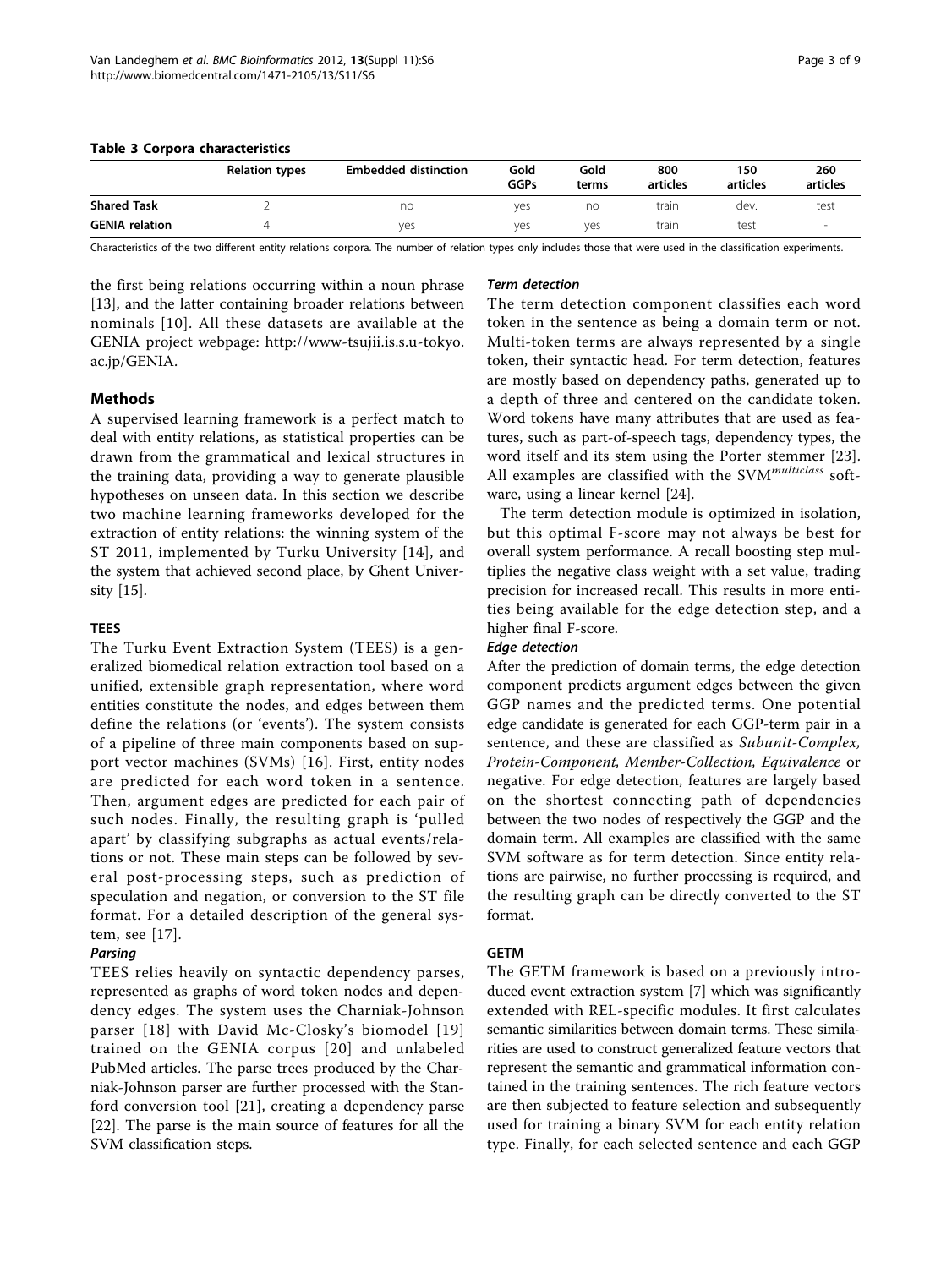**Table 3 Corpora characteristics**

| | Relation types | Embedded distinction | Gold GGPs | Gold terms | 800 articles | 150 articles | 260 articles |
|---|---|---|---|---|---|---|---|
| **Shared Task** | 2 | no | yes | no | train | dev. | test |
| **GENIA relation** | 4 | yes | yes | yes | train | test | - |

Characteristics of the two different entity relations corpora. The number of relation types only includes those that were used in the classification experiments.

the first being relations occurring within a noun phrase [13], and the latter containing broader relations between nominals [10]. All these datasets are available at the GENIA project webpage: http://www-tsujii.is.s.u-tokyo.ac.jp/GENIA.

## Methods

A supervised learning framework is a perfect match to deal with entity relations, as statistical properties can be drawn from the grammatical and lexical structures in the training data, providing a way to generate plausible hypotheses on unseen data. In this section we describe two machine learning frameworks developed for the extraction of entity relations: the winning system of the ST 2011, implemented by Turku University [14], and the system that achieved second place, by Ghent University [15].

### TEES

The Turku Event Extraction System (TEES) is a generalized biomedical relation extraction tool based on a unified, extensible graph representation, where word entities constitute the nodes, and edges between them define the relations (or 'events'). The system consists of a pipeline of three main components based on support vector machines (SVMs) [16]. First, entity nodes are predicted for each word token in a sentence. Then, argument edges are predicted for each pair of such nodes. Finally, the resulting graph is 'pulled apart' by classifying subgraphs as actual events/relations or not. These main steps can be followed by several post-processing steps, such as prediction of speculation and negation, or conversion to the ST file format. For a detailed description of the general system, see [17].

#### *Parsing*

TEES relies heavily on syntactic dependency parses, represented as graphs of word token nodes and dependency edges. The system uses the Charniak-Johnson parser [18] with David Mc-Closky's biomodel [19] trained on the GENIA corpus [20] and unlabeled PubMed articles. The parse trees produced by the Charniak-Johnson parser are further processed with the Stanford conversion tool [21], creating a dependency parse [22]. The parse is the main source of features for all the SVM classification steps.

#### *Term detection*

The term detection component classifies each word token in the sentence as being a domain term or not. Multi-token terms are always represented by a single token, their syntactic head. For term detection, features are mostly based on dependency paths, generated up to a depth of three and centered on the candidate token. Word tokens have many attributes that are used as features, such as part-of-speech tags, dependency types, the word itself and its stem using the Porter stemmer [23]. All examples are classified with the SVM$^{multiclass}$ software, using a linear kernel [24].

The term detection module is optimized in isolation, but this optimal F-score may not always be best for overall system performance. A recall boosting step multiplies the negative class weight with a set value, trading precision for increased recall. This results in more entities being available for the edge detection step, and a higher final F-score.

#### *Edge detection*

After the prediction of domain terms, the edge detection component predicts argument edges between the given GGP names and the predicted terms. One potential edge candidate is generated for each GGP-term pair in a sentence, and these are classified as *Subunit-Complex, Protein-Component, Member-Collection, Equivalence* or negative. For edge detection, features are largely based on the shortest connecting path of dependencies between the two nodes of respectively the GGP and the domain term. All examples are classified with the same SVM software as for term detection. Since entity relations are pairwise, no further processing is required, and the resulting graph can be directly converted to the ST format.

### GETM

The GETM framework is based on a previously introduced event extraction system [7] which was significantly extended with REL-specific modules. It first calculates semantic similarities between domain terms. These similarities are used to construct generalized feature vectors that represent the semantic and grammatical information contained in the training sentences. The rich feature vectors are then subjected to feature selection and subsequently used for training a binary SVM for each entity relation type. Finally, for each selected sentence and each GGP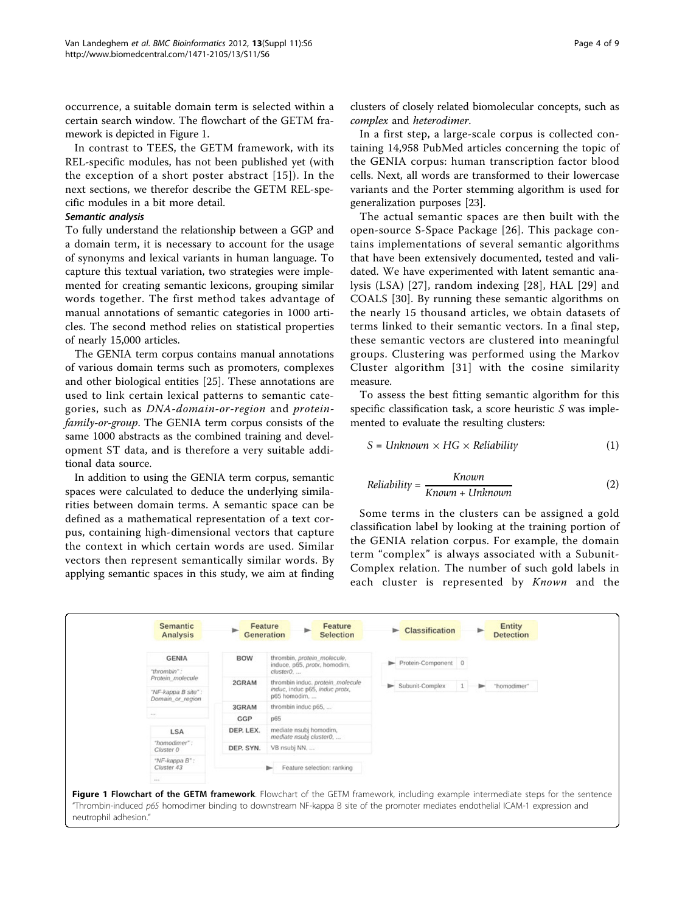occurrence, a suitable domain term is selected within a certain search window. The flowchart of the GETM framework is depicted in Figure 1.

In contrast to TEES, the GETM framework, with its REL-specific modules, has not been published yet (with the exception of a short poster abstract [15]). In the next sections, we therefor describe the GETM REL-specific modules in a bit more detail.

#### *Semantic analysis*

To fully understand the relationship between a GGP and a domain term, it is necessary to account for the usage of synonyms and lexical variants in human language. To capture this textual variation, two strategies were implemented for creating semantic lexicons, grouping similar words together. The first method takes advantage of manual annotations of semantic categories in 1000 articles. The second method relies on statistical properties of nearly 15,000 articles.

The GENIA term corpus contains manual annotations of various domain terms such as promoters, complexes and other biological entities [25]. These annotations are used to link certain lexical patterns to semantic categories, such as *DNA-domain-or-region* and *protein-family-or-group*. The GENIA term corpus consists of the same 1000 abstracts as the combined training and development ST data, and is therefore a very suitable additional data source.

In addition to using the GENIA term corpus, semantic spaces were calculated to deduce the underlying similarities between domain terms. A semantic space can be defined as a mathematical representation of a text corpus, containing high-dimensional vectors that capture the context in which certain words are used. Similar vectors then represent semantically similar words. By applying semantic spaces in this study, we aim at finding clusters of closely related biomolecular concepts, such as *complex* and *heterodimer*.

In a first step, a large-scale corpus is collected containing 14,958 PubMed articles concerning the topic of the GENIA corpus: human transcription factor blood cells. Next, all words are transformed to their lowercase variants and the Porter stemming algorithm is used for generalization purposes [23].

The actual semantic spaces are then built with the open-source S-Space Package [26]. This package contains implementations of several semantic algorithms that have been extensively documented, tested and validated. We have experimented with latent semantic analysis (LSA) [27], random indexing [28], HAL [29] and COALS [30]. By running these semantic algorithms on the nearly 15 thousand articles, we obtain datasets of terms linked to their semantic vectors. In a final step, these semantic vectors are clustered into meaningful groups. Clustering was performed using the Markov Cluster algorithm [31] with the cosine similarity measure.

To assess the best fitting semantic algorithm for this specific classification task, a score heuristic $S$ was implemented to evaluate the resulting clusters:

$$S = Unknown \times HG \times Reliability \tag{1}$$

$$Reliability = \frac{Known}{Known + Unknown} \tag{2}$$

Some terms in the clusters can be assigned a gold classification label by looking at the training portion of the GENIA relation corpus. For example, the domain term "complex" is always associated with a Subunit-Complex relation. The number of such gold labels in each cluster is represented by *Known* and the

**Figure 1 Flowchart of the GETM framework**. Flowchart of the GETM framework, including example intermediate steps for the sentence "Thrombin-induced *p65* homodimer binding to downstream NF-kappa B site of the promoter mediates endothelial ICAM-1 expression and neutrophil adhesion."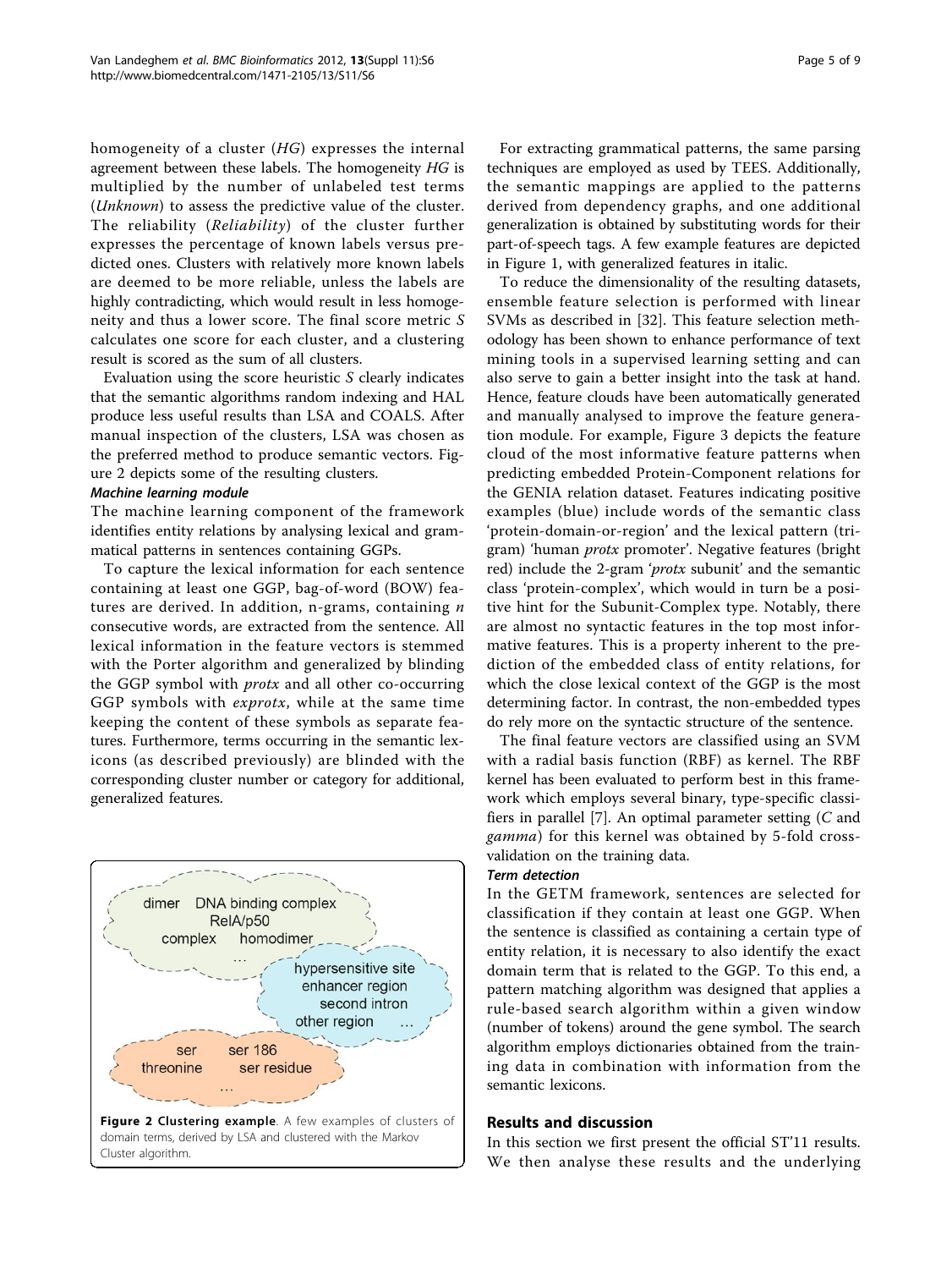homogeneity of a cluster (*HG*) expresses the internal agreement between these labels. The homogeneity *HG* is multiplied by the number of unlabeled test terms (*Unknown*) to assess the predictive value of the cluster. The reliability (*Reliability*) of the cluster further expresses the percentage of known labels versus predicted ones. Clusters with relatively more known labels are deemed to be more reliable, unless the labels are highly contradicting, which would result in less homogeneity and thus a lower score. The final score metric *S* calculates one score for each cluster, and a clustering result is scored as the sum of all clusters.

Evaluation using the score heuristic *S* clearly indicates that the semantic algorithms random indexing and HAL produce less useful results than LSA and COALS. After manual inspection of the clusters, LSA was chosen as the preferred method to produce semantic vectors. Figure 2 depicts some of the resulting clusters.

#### Machine learning module

The machine learning component of the framework identifies entity relations by analysing lexical and grammatical patterns in sentences containing GGPs.

To capture the lexical information for each sentence containing at least one GGP, bag-of-word (BOW) features are derived. In addition, n-grams, containing *n* consecutive words, are extracted from the sentence. All lexical information in the feature vectors is stemmed with the Porter algorithm and generalized by blinding the GGP symbol with *protx* and all other co-occurring GGP symbols with *exprotx*, while at the same time keeping the content of these symbols as separate features. Furthermore, terms occurring in the semantic lexicons (as described previously) are blinded with the corresponding cluster number or category for additional, generalized features.

dimer DNA binding complex
RelA/p50
complex homodimer
...
hypersensitive site
enhancer region
second intron
other region ...
ser ser 186
threonine ser residue
...

**Figure 2 Clustering example**. A few examples of clusters of domain terms, derived by LSA and clustered with the Markov Cluster algorithm.

For extracting grammatical patterns, the same parsing techniques are employed as used by TEES. Additionally, the semantic mappings are applied to the patterns derived from dependency graphs, and one additional generalization is obtained by substituting words for their part-of-speech tags. A few example features are depicted in Figure 1, with generalized features in italic.

To reduce the dimensionality of the resulting datasets, ensemble feature selection is performed with linear SVMs as described in [32]. This feature selection methodology has been shown to enhance performance of text mining tools in a supervised learning setting and can also serve to gain a better insight into the task at hand. Hence, feature clouds have been automatically generated and manually analysed to improve the feature generation module. For example, Figure 3 depicts the feature cloud of the most informative feature patterns when predicting embedded Protein-Component relations for the GENIA relation dataset. Features indicating positive examples (blue) include words of the semantic class 'protein-domain-or-region' and the lexical pattern (trigram) 'human *protx* promoter'. Negative features (bright red) include the 2-gram '*protx* subunit' and the semantic class 'protein-complex', which would in turn be a positive hint for the Subunit-Complex type. Notably, there are almost no syntactic features in the top most informative features. This is a property inherent to the prediction of the embedded class of entity relations, for which the close lexical context of the GGP is the most determining factor. In contrast, the non-embedded types do rely more on the syntactic structure of the sentence.

The final feature vectors are classified using an SVM with a radial basis function (RBF) as kernel. The RBF kernel has been evaluated to perform best in this framework which employs several binary, type-specific classifiers in parallel [7]. An optimal parameter setting (*C* and *gamma*) for this kernel was obtained by 5-fold cross-validation on the training data.

#### Term detection

In the GETM framework, sentences are selected for classification if they contain at least one GGP. When the sentence is classified as containing a certain type of entity relation, it is necessary to also identify the exact domain term that is related to the GGP. To this end, a pattern matching algorithm was designed that applies a rule-based search algorithm within a given window (number of tokens) around the gene symbol. The search algorithm employs dictionaries obtained from the training data in combination with information from the semantic lexicons.

## Results and discussion

In this section we first present the official ST'11 results. We then analyse these results and the underlying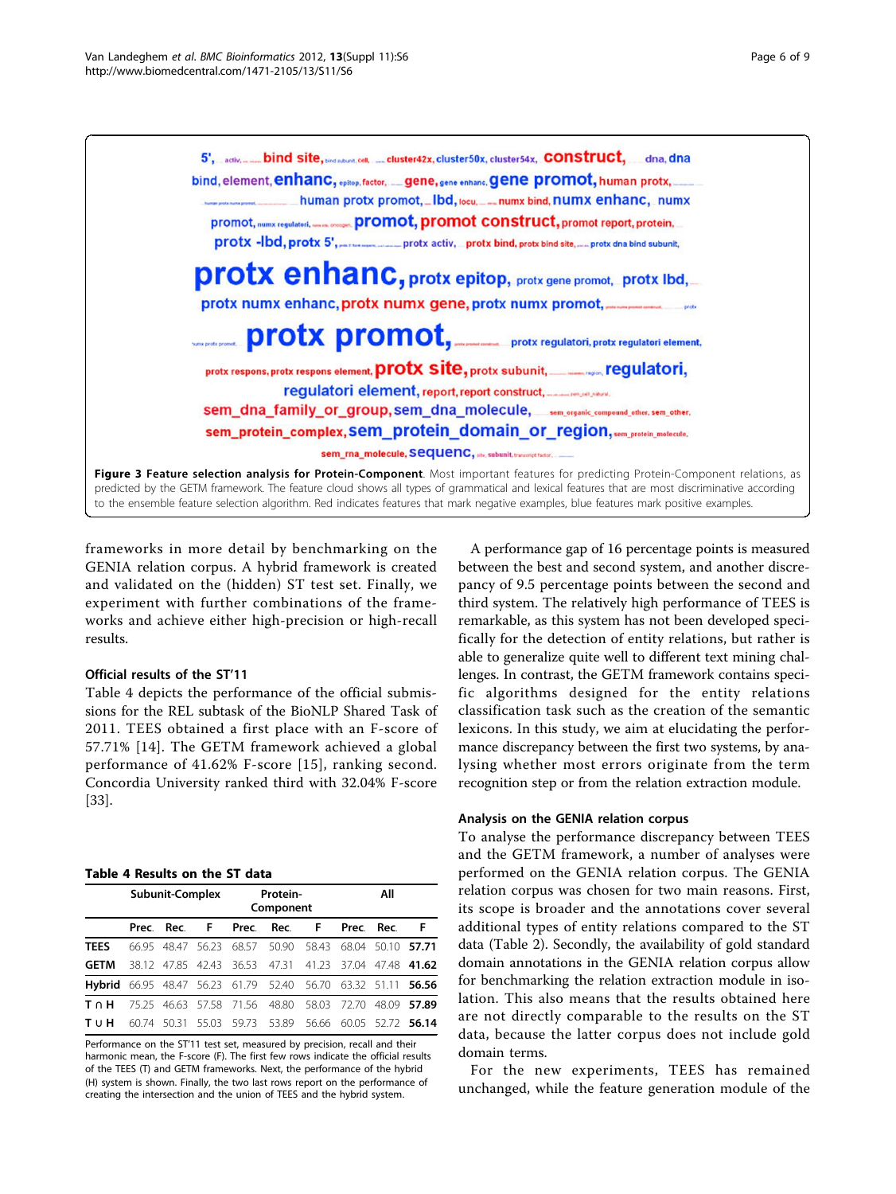**Figure 3 Feature selection analysis for Protein-Component**. Most important features for predicting Protein-Component relations, as predicted by the GETM framework. The feature cloud shows all types of grammatical and lexical features that are most discriminative according to the ensemble feature selection algorithm. Red indicates features that mark negative examples, blue features mark positive examples.

frameworks in more detail by benchmarking on the GENIA relation corpus. A hybrid framework is created and validated on the (hidden) ST test set. Finally, we experiment with further combinations of the frameworks and achieve either high-precision or high-recall results.

### Official results of the ST'11

Table 4 depicts the performance of the official submissions for the REL subtask of the BioNLP Shared Task of 2011. TEES obtained a first place with an F-score of 57.71% [14]. The GETM framework achieved a global performance of 41.62% F-score [15], ranking second. Concordia University ranked third with 32.04% F-score [33].

**Table 4 Results on the ST data**

| | Subunit-Complex | | | Protein-Component | | | All | | |
|---|---|---|---|---|---|---|---|---|---|
| | Prec. | Rec. | F | Prec. | Rec. | F | Prec. | Rec. | F |
| **TEES** | 66.95 | 48.47 | 56.23 | 68.57 | 50.90 | 58.43 | 68.04 | 50.10 | **57.71** |
| **GETM** | 38.12 | 47.85 | 42.43 | 36.53 | 47.31 | 41.23 | 37.04 | 47.48 | **41.62** |
| **Hybrid** | 66.95 | 48.47 | 56.23 | 61.79 | 52.40 | 56.70 | 63.32 | 51.11 | **56.56** |
| **T ∩ H** | 75.25 | 46.63 | 57.58 | 71.56 | 48.80 | 58.03 | 72.70 | 48.09 | **57.89** |
| **T ∪ H** | 60.74 | 50.31 | 55.03 | 59.73 | 53.89 | 56.66 | 60.05 | 52.72 | **56.14** |

Performance on the ST'11 test set, measured by precision, recall and their harmonic mean, the F-score (F). The first few rows indicate the official results of the TEES (T) and GETM frameworks. Next, the performance of the hybrid (H) system is shown. Finally, the two last rows report on the performance of creating the intersection and the union of TEES and the hybrid system.

A performance gap of 16 percentage points is measured between the best and second system, and another discrepancy of 9.5 percentage points between the second and third system. The relatively high performance of TEES is remarkable, as this system has not been developed specifically for the detection of entity relations, but rather is able to generalize quite well to different text mining challenges. In contrast, the GETM framework contains specific algorithms designed for the entity relations classification task such as the creation of the semantic lexicons. In this study, we aim at elucidating the performance discrepancy between the first two systems, by analysing whether most errors originate from the term recognition step or from the relation extraction module.

### Analysis on the GENIA relation corpus

To analyse the performance discrepancy between TEES and the GETM framework, a number of analyses were performed on the GENIA relation corpus. The GENIA relation corpus was chosen for two main reasons. First, its scope is broader and the annotations cover several additional types of entity relations compared to the ST data (Table 2). Secondly, the availability of gold standard domain annotations in the GENIA relation corpus allow for benchmarking the relation extraction module in isolation. This also means that the results obtained here are not directly comparable to the results on the ST data, because the latter corpus does not include gold domain terms.

For the new experiments, TEES has remained unchanged, while the feature generation module of the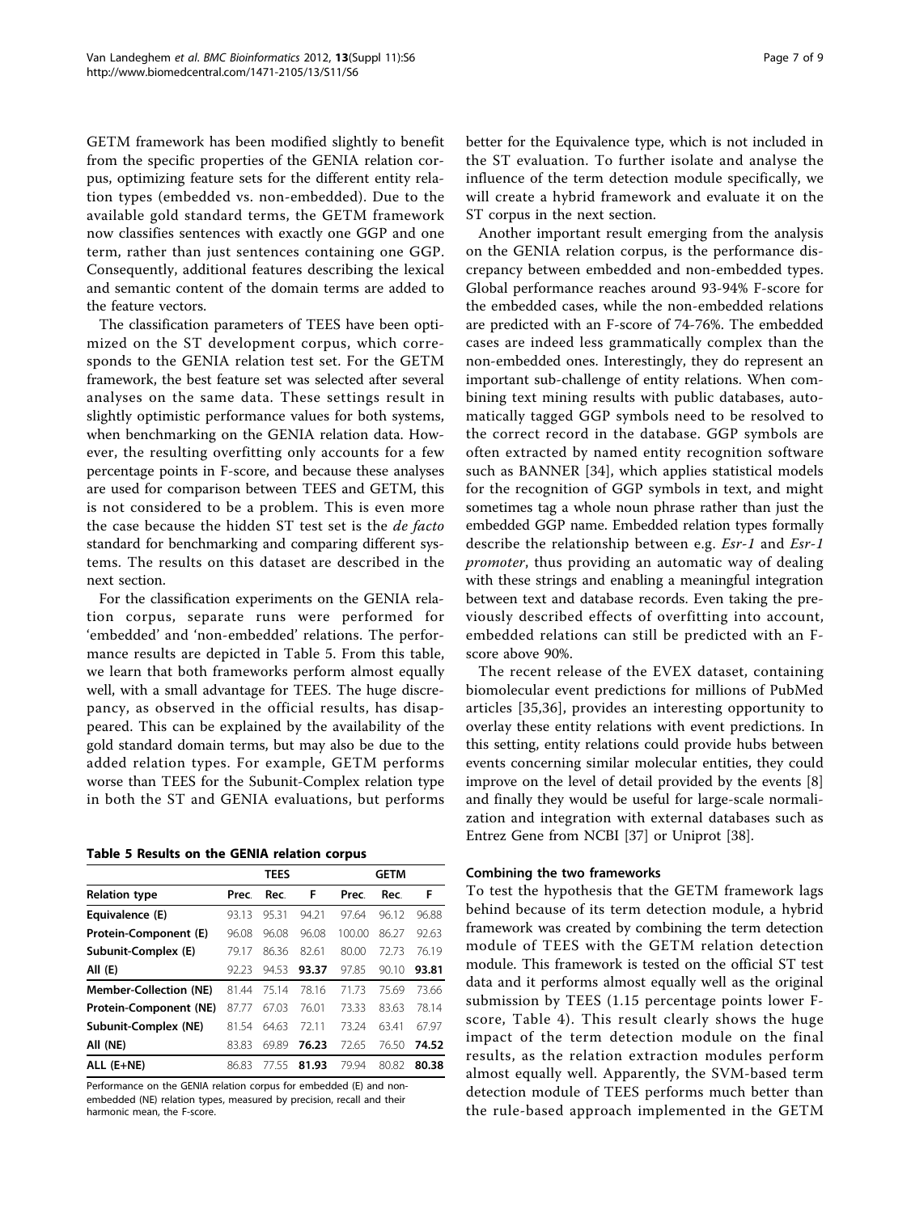GETM framework has been modified slightly to benefit from the specific properties of the GENIA relation corpus, optimizing feature sets for the different entity relation types (embedded vs. non-embedded). Due to the available gold standard terms, the GETM framework now classifies sentences with exactly one GGP and one term, rather than just sentences containing one GGP. Consequently, additional features describing the lexical and semantic content of the domain terms are added to the feature vectors.

The classification parameters of TEES have been optimized on the ST development corpus, which corresponds to the GENIA relation test set. For the GETM framework, the best feature set was selected after several analyses on the same data. These settings result in slightly optimistic performance values for both systems, when benchmarking on the GENIA relation data. However, the resulting overfitting only accounts for a few percentage points in F-score, and because these analyses are used for comparison between TEES and GETM, this is not considered to be a problem. This is even more the case because the hidden ST test set is the *de facto* standard for benchmarking and comparing different systems. The results on this dataset are described in the next section.

For the classification experiments on the GENIA relation corpus, separate runs were performed for 'embedded' and 'non-embedded' relations. The performance results are depicted in Table 5. From this table, we learn that both frameworks perform almost equally well, with a small advantage for TEES. The huge discrepancy, as observed in the official results, has disappeared. This can be explained by the availability of the gold standard domain terms, but may also be due to the added relation types. For example, GETM performs worse than TEES for the Subunit-Complex relation type in both the ST and GENIA evaluations, but performs better for the Equivalence type, which is not included in the ST evaluation. To further isolate and analyse the influence of the term detection module specifically, we will create a hybrid framework and evaluate it on the ST corpus in the next section.

**Table 5 Results on the GENIA relation corpus**

| | TEES | | | GETM | | |
|---|---|---|---|---|---|---|
| **Relation type** | Prec. | Rec. | F | Prec. | Rec. | F |
| **Equivalence (E)** | 93.13 | 95.31 | 94.21 | 97.64 | 96.12 | 96.88 |
| **Protein-Component (E)** | 96.08 | 96.08 | 96.08 | 100.00 | 86.27 | 92.63 |
| **Subunit-Complex (E)** | 79.17 | 86.36 | 82.61 | 80.00 | 72.73 | 76.19 |
| **All (E)** | 92.23 | 94.53 | **93.37** | 97.85 | 90.10 | **93.81** |
| **Member-Collection (NE)** | 81.44 | 75.14 | 78.16 | 71.73 | 75.69 | 73.66 |
| **Protein-Component (NE)** | 87.77 | 67.03 | 76.01 | 73.33 | 83.63 | 78.14 |
| **Subunit-Complex (NE)** | 81.54 | 64.63 | 72.11 | 73.24 | 63.41 | 67.97 |
| **All (NE)** | 83.83 | 69.89 | **76.23** | 72.65 | 76.50 | **74.52** |
| **ALL (E+NE)** | 86.83 | 77.55 | **81.93** | 79.94 | 80.82 | **80.38** |

Performance on the GENIA relation corpus for embedded (E) and non-embedded (NE) relation types, measured by precision, recall and their harmonic mean, the F-score.

Another important result emerging from the analysis on the GENIA relation corpus, is the performance discrepancy between embedded and non-embedded types. Global performance reaches around 93-94% F-score for the embedded cases, while the non-embedded relations are predicted with an F-score of 74-76%. The embedded cases are indeed less grammatically complex than the non-embedded ones. Interestingly, they do represent an important sub-challenge of entity relations. When combining text mining results with public databases, automatically tagged GGP symbols need to be resolved to the correct record in the database. GGP symbols are often extracted by named entity recognition software such as BANNER [34], which applies statistical models for the recognition of GGP symbols in text, and might sometimes tag a whole noun phrase rather than just the embedded GGP name. Embedded relation types formally describe the relationship between e.g. *Esr-1* and *Esr-1 promoter*, thus providing an automatic way of dealing with these strings and enabling a meaningful integration between text and database records. Even taking the previously described effects of overfitting into account, embedded relations can still be predicted with an F-score above 90%.

The recent release of the EVEX dataset, containing biomolecular event predictions for millions of PubMed articles [35,36], provides an interesting opportunity to overlay these entity relations with event predictions. In this setting, entity relations could provide hubs between events concerning similar molecular entities, they could improve on the level of detail provided by the events [8] and finally they would be useful for large-scale normalization and integration with external databases such as Entrez Gene from NCBI [37] or Uniprot [38].

### Combining the two frameworks

To test the hypothesis that the GETM framework lags behind because of its term detection module, a hybrid framework was created by combining the term detection module of TEES with the GETM relation detection module. This framework is tested on the official ST test data and it performs almost equally well as the original submission by TEES (1.15 percentage points lower F-score, Table 4). This result clearly shows the huge impact of the term detection module on the final results, as the relation extraction modules perform almost equally well. Apparently, the SVM-based term detection module of TEES performs much better than the rule-based approach implemented in the GETM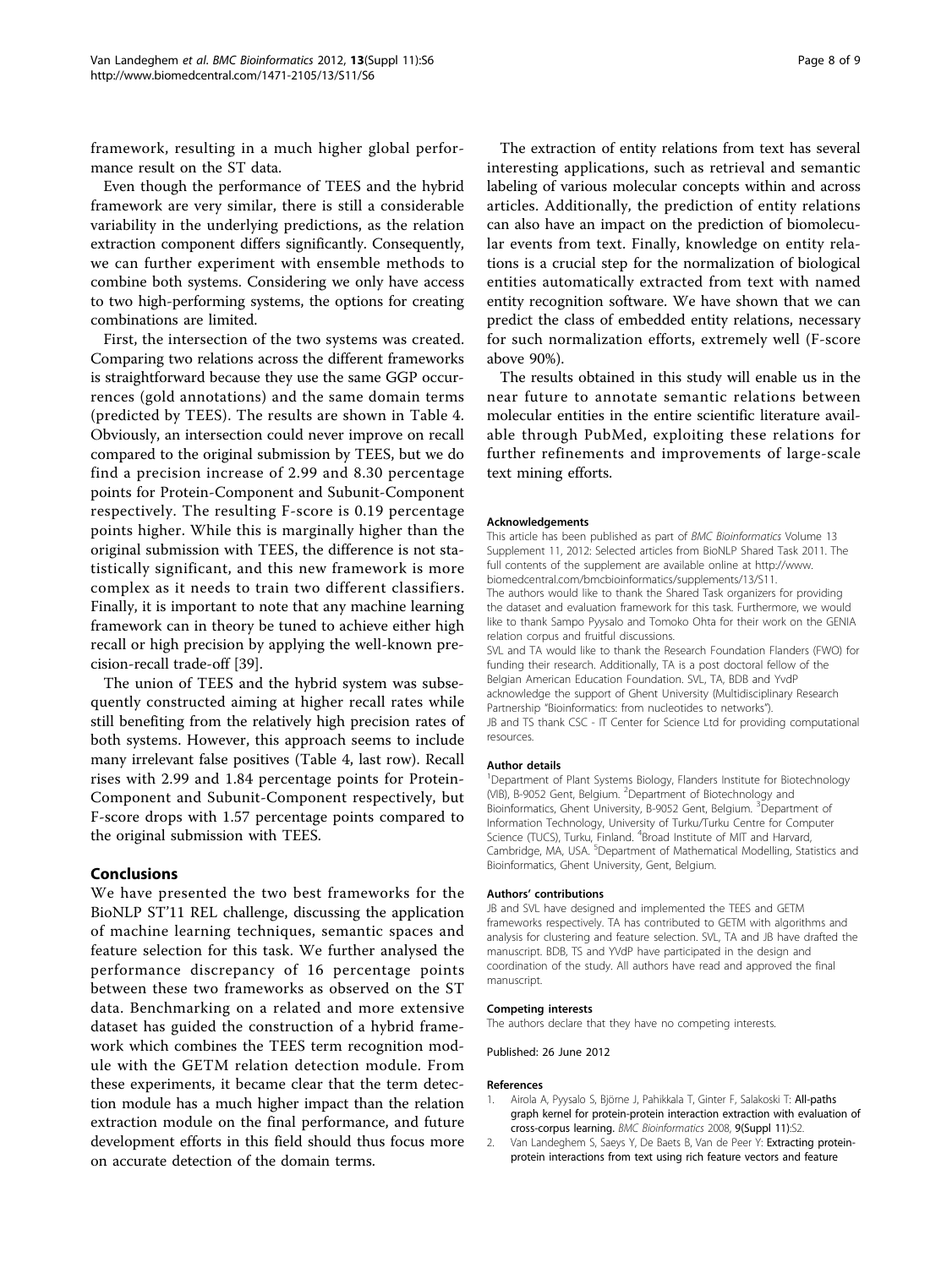framework, resulting in a much higher global performance result on the ST data.

Even though the performance of TEES and the hybrid framework are very similar, there is still a considerable variability in the underlying predictions, as the relation extraction component differs significantly. Consequently, we can further experiment with ensemble methods to combine both systems. Considering we only have access to two high-performing systems, the options for creating combinations are limited.

First, the intersection of the two systems was created. Comparing two relations across the different frameworks is straightforward because they use the same GGP occurrences (gold annotations) and the same domain terms (predicted by TEES). The results are shown in Table 4. Obviously, an intersection could never improve on recall compared to the original submission by TEES, but we do find a precision increase of 2.99 and 8.30 percentage points for Protein-Component and Subunit-Component respectively. The resulting F-score is 0.19 percentage points higher. While this is marginally higher than the original submission with TEES, the difference is not statistically significant, and this new framework is more complex as it needs to train two different classifiers. Finally, it is important to note that any machine learning framework can in theory be tuned to achieve either high recall or high precision by applying the well-known precision-recall trade-off [39].

The union of TEES and the hybrid system was subsequently constructed aiming at higher recall rates while still benefiting from the relatively high precision rates of both systems. However, this approach seems to include many irrelevant false positives (Table 4, last row). Recall rises with 2.99 and 1.84 percentage points for Protein-Component and Subunit-Component respectively, but F-score drops with 1.57 percentage points compared to the original submission with TEES.

## Conclusions

We have presented the two best frameworks for the BioNLP ST'11 REL challenge, discussing the application of machine learning techniques, semantic spaces and feature selection for this task. We further analysed the performance discrepancy of 16 percentage points between these two frameworks as observed on the ST data. Benchmarking on a related and more extensive dataset has guided the construction of a hybrid framework which combines the TEES term recognition module with the GETM relation detection module. From these experiments, it became clear that the term detection module has a much higher impact than the relation extraction module on the final performance, and future development efforts in this field should thus focus more on accurate detection of the domain terms.

The extraction of entity relations from text has several interesting applications, such as retrieval and semantic labeling of various molecular concepts within and across articles. Additionally, the prediction of entity relations can also have an impact on the prediction of biomolecular events from text. Finally, knowledge on entity relations is a crucial step for the normalization of biological entities automatically extracted from text with named entity recognition software. We have shown that we can predict the class of embedded entity relations, necessary for such normalization efforts, extremely well (F-score above 90%).

The results obtained in this study will enable us in the near future to annotate semantic relations between molecular entities in the entire scientific literature available through PubMed, exploiting these relations for further refinements and improvements of large-scale text mining efforts.

#### Acknowledgements

This article has been published as part of *BMC Bioinformatics* Volume 13 Supplement 11, 2012: Selected articles from BioNLP Shared Task 2011. The full contents of the supplement are available online at http://www.biomedcentral.com/bmcbioinformatics/supplements/13/S11.

The authors would like to thank the Shared Task organizers for providing the dataset and evaluation framework for this task. Furthermore, we would like to thank Sampo Pyysalo and Tomoko Ohta for their work on the GENIA relation corpus and fruitful discussions.

SVL and TA would like to thank the Research Foundation Flanders (FWO) for funding their research. Additionally, TA is a post doctoral fellow of the Belgian American Education Foundation. SVL, TA, BDB and YvdP acknowledge the support of Ghent University (Multidisciplinary Research Partnership "Bioinformatics: from nucleotides to networks").

JB and TS thank CSC - IT Center for Science Ltd for providing computational resources.

#### Author details

[1]Department of Plant Systems Biology, Flanders Institute for Biotechnology (VIB), B-9052 Gent, Belgium. [2]Department of Biotechnology and Bioinformatics, Ghent University, B-9052 Gent, Belgium. [3]Department of Information Technology, University of Turku/Turku Centre for Computer Science (TUCS), Turku, Finland. [4]Broad Institute of MIT and Harvard, Cambridge, MA, USA. [5]Department of Mathematical Modelling, Statistics and Bioinformatics, Ghent University, Gent, Belgium.

#### Authors' contributions

JB and SVL have designed and implemented the TEES and GETM frameworks respectively. TA has contributed to GETM with algorithms and analysis for clustering and feature selection. SVL, TA and JB have drafted the manuscript. BDB, TS and YVdP have participated in the design and coordination of the study. All authors have read and approved the final manuscript.

#### Competing interests

The authors declare that they have no competing interests.

Published: 26 June 2012

#### References

1. Airola A, Pyysalo S, Björne J, Pahikkala T, Ginter F, Salakoski T: **All-paths graph kernel for protein-protein interaction extraction with evaluation of cross-corpus learning.** *BMC Bioinformatics* 2008, **9(Suppl 11)**:S2.
2. Van Landeghem S, Saeys Y, De Baets B, Van de Peer Y: **Extracting protein-protein interactions from text using rich feature vectors and feature**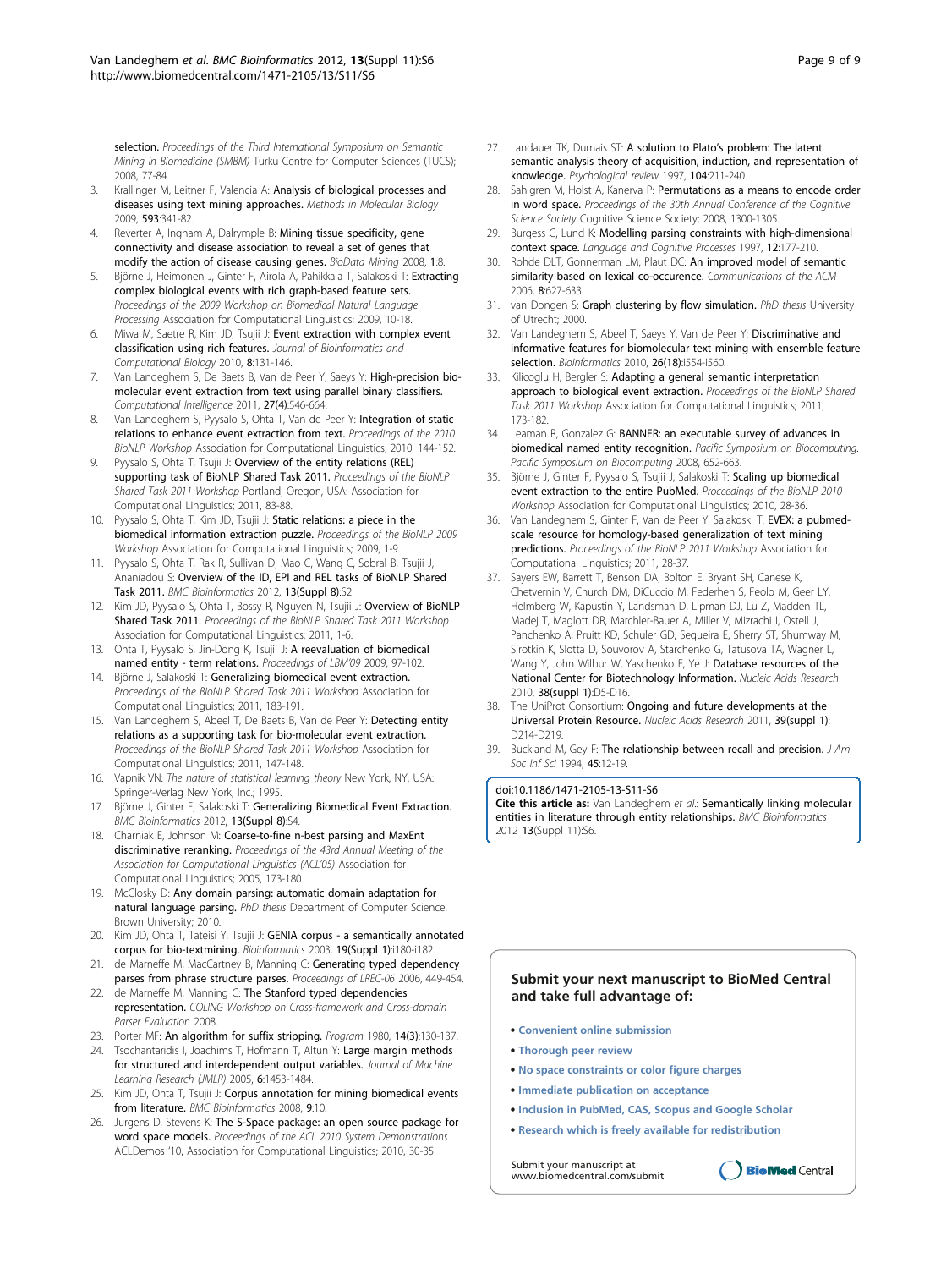selection. *Proceedings of the Third International Symposium on Semantic Mining in Biomedicine (SMBM)* Turku Centre for Computer Sciences (TUCS); 2008, 77-84.

3. Krallinger M, Leitner F, Valencia A: **Analysis of biological processes and diseases using text mining approaches.** *Methods in Molecular Biology* 2009, **593**:341-82.
4. Reverter A, Ingham A, Dalrymple B: **Mining tissue specificity, gene connectivity and disease association to reveal a set of genes that modify the action of disease causing genes.** *BioData Mining* 2008, **1**:8.
5. Björne J, Heimonen J, Ginter F, Airola A, Pahikkala T, Salakoski T: **Extracting complex biological events with rich graph-based feature sets.** *Proceedings of the 2009 Workshop on Biomedical Natural Language Processing* Association for Computational Linguistics; 2009, 10-18.
6. Miwa M, Saetre R, Kim JD, Tsujii J: **Event extraction with complex event classification using rich features.** *Journal of Bioinformatics and Computational Biology* 2010, **8**:131-146.
7. Van Landeghem S, De Baets B, Van de Peer Y, Saeys Y: **High-precision biomolecular event extraction from text using parallel binary classifiers.** *Computational Intelligence* 2011, **27(4)**:546-664.
8. Van Landeghem S, Pyysalo S, Ohta T, Van de Peer Y: **Integration of static relations to enhance event extraction from text.** *Proceedings of the 2010 BioNLP Workshop* Association for Computational Linguistics; 2010, 144-152.
9. Pyysalo S, Ohta T, Tsujii J: **Overview of the entity relations (REL) supporting task of BioNLP Shared Task 2011.** *Proceedings of the BioNLP Shared Task 2011 Workshop* Portland, Oregon, USA: Association for Computational Linguistics; 2011, 83-88.
10. Pyysalo S, Ohta T, Kim JD, Tsujii J: **Static relations: a piece in the biomedical information extraction puzzle.** *Proceedings of the BioNLP 2009 Workshop* Association for Computational Linguistics; 2009, 1-9.
11. Pyysalo S, Ohta T, Rak R, Sullivan D, Mao C, Wang C, Sobral B, Tsujii J, Ananiadou S: **Overview of the ID, EPI and REL tasks of BioNLP Shared Task 2011.** *BMC Bioinformatics* 2012, **13(Suppl 8)**:S2.
12. Kim JD, Pyysalo S, Ohta T, Bossy R, Nguyen N, Tsujii J: **Overview of BioNLP Shared Task 2011.** *Proceedings of the BioNLP Shared Task 2011 Workshop* Association for Computational Linguistics; 2011, 1-6.
13. Ohta T, Pyysalo S, Jin-Dong K, Tsujii J: **A reevaluation of biomedical named entity - term relations.** *Proceedings of LBM'09* 2009, 97-102.
14. Björne J, Salakoski T: **Generalizing biomedical event extraction.** *Proceedings of the BioNLP Shared Task 2011 Workshop* Association for Computational Linguistics; 2011, 183-191.
15. Van Landeghem S, Abeel T, De Baets B, Van de Peer Y: **Detecting entity relations as a supporting task for bio-molecular event extraction.** *Proceedings of the BioNLP Shared Task 2011 Workshop* Association for Computational Linguistics; 2011, 147-148.
16. Vapnik VN: *The nature of statistical learning theory* New York, NY, USA: Springer-Verlag New York, Inc.; 1995.
17. Björne J, Ginter F, Salakoski T: **Generalizing Biomedical Event Extraction.** *BMC Bioinformatics* 2012, **13(Suppl 8)**:S4.
18. Charniak E, Johnson M: **Coarse-to-fine n-best parsing and MaxEnt discriminative reranking.** *Proceedings of the 43rd Annual Meeting of the Association for Computational Linguistics (ACL'05)* Association for Computational Linguistics; 2005, 173-180.
19. McClosky D: **Any domain parsing: automatic domain adaptation for natural language parsing.** *PhD thesis* Department of Computer Science, Brown University; 2010.
20. Kim JD, Ohta T, Tateisi Y, Tsujii J: **GENIA corpus - a semantically annotated corpus for bio-textmining.** *Bioinformatics* 2003, **19(Suppl 1)**:i180-i182.
21. de Marneffe M, MacCartney B, Manning C: **Generating typed dependency parses from phrase structure parses.** *Proceedings of LREC-06* 2006, 449-454.
22. de Marneffe M, Manning C: **The Stanford typed dependencies representation.** *COLING Workshop on Cross-framework and Cross-domain Parser Evaluation* 2008.
23. Porter MF: **An algorithm for suffix stripping.** *Program* 1980, **14(3)**:130-137.
24. Tsochantaridis I, Joachims T, Hofmann T, Altun Y: **Large margin methods for structured and interdependent output variables.** *Journal of Machine Learning Research (JMLR)* 2005, **6**:1453-1484.
25. Kim JD, Ohta T, Tsujii J: **Corpus annotation for mining biomedical events from literature.** *BMC Bioinformatics* 2008, **9**:10.
26. Jurgens D, Stevens K: **The S-Space package: an open source package for word space models.** *Proceedings of the ACL 2010 System Demonstrations* ACLDemos '10, Association for Computational Linguistics; 2010, 30-35.
27. Landauer TK, Dumais ST: **A solution to Plato's problem: The latent semantic analysis theory of acquisition, induction, and representation of knowledge.** *Psychological review* 1997, **104**:211-240.
28. Sahlgren M, Holst A, Kanerva P: **Permutations as a means to encode order in word space.** *Proceedings of the 30th Annual Conference of the Cognitive Science Society* Cognitive Science Society; 2008, 1300-1305.
29. Burgess C, Lund K: **Modelling parsing constraints with high-dimensional context space.** *Language and Cognitive Processes* 1997, **12**:177-210.
30. Rohde DLT, Gonnerman LM, Plaut DC: **An improved model of semantic similarity based on lexical co-occurence.** *Communications of the ACM* 2006, **8**:627-633.
31. van Dongen S: **Graph clustering by flow simulation.** *PhD thesis* University of Utrecht; 2000.
32. Van Landeghem S, Abeel T, Saeys Y, Van de Peer Y: **Discriminative and informative features for biomolecular text mining with ensemble feature selection.** *Bioinformatics* 2010, **26(18)**:i554-i560.
33. Kilicoglu H, Bergler S: **Adapting a general semantic interpretation approach to biological event extraction.** *Proceedings of the BioNLP Shared Task 2011 Workshop* Association for Computational Linguistics; 2011, 173-182.
34. Leaman R, Gonzalez G: **BANNER: an executable survey of advances in biomedical named entity recognition.** *Pacific Symposium on Biocomputing. Pacific Symposium on Biocomputing* 2008, 652-663.
35. Björne J, Ginter F, Pyysalo S, Tsujii J, Salakoski T: **Scaling up biomedical event extraction to the entire PubMed.** *Proceedings of the BioNLP 2010 Workshop* Association for Computational Linguistics; 2010, 28-36.
36. Van Landeghem S, Ginter F, Van de Peer Y, Salakoski T: **EVEX: a pubmed-scale resource for homology-based generalization of text mining predictions.** *Proceedings of the BioNLP 2011 Workshop* Association for Computational Linguistics; 2011, 28-37.
37. Sayers EW, Barrett T, Benson DA, Bolton E, Bryant SH, Canese K, Chetvernin V, Church DM, DiCuccio M, Federhen S, Feolo M, Geer LY, Helmberg W, Kapustin Y, Landsman D, Lipman DJ, Lu Z, Madden TL, Madej T, Maglott DR, Marchler-Bauer A, Miller V, Mizrachi I, Ostell J, Panchenko A, Pruitt KD, Schuler GD, Sequeira E, Sherry ST, Shumway M, Sirotkin K, Slotta D, Souvorov A, Starchenko G, Tatusova TA, Wagner L, Wang Y, John Wilbur W, Yaschenko E, Ye J: **Database resources of the National Center for Biotechnology Information.** *Nucleic Acids Research* 2010, **38(suppl 1)**:D5-D16.
38. The UniProt Consortium: **Ongoing and future developments at the Universal Protein Resource.** *Nucleic Acids Research* 2011, **39(suppl 1)**: D214-D219.
39. Buckland M, Gey F: **The relationship between recall and precision.** *J Am Soc Inf Sci* 1994, **45**:12-19.

doi:10.1186/1471-2105-13-S11-S6
**Cite this article as:** Van Landeghem *et al.*: **Semantically linking molecular entities in literature through entity relationships.** *BMC Bioinformatics* 2012 **13**(Suppl 11):S6.

**Submit your next manuscript to BioMed Central and take full advantage of:**

- **Convenient online submission**
- **Thorough peer review**
- **No space constraints or color figure charges**
- **Immediate publication on acceptance**
- **Inclusion in PubMed, CAS, Scopus and Google Scholar**
- **Research which is freely available for redistribution**

Submit your manuscript at
www.biomedcentral.com/submit

BioMed Central